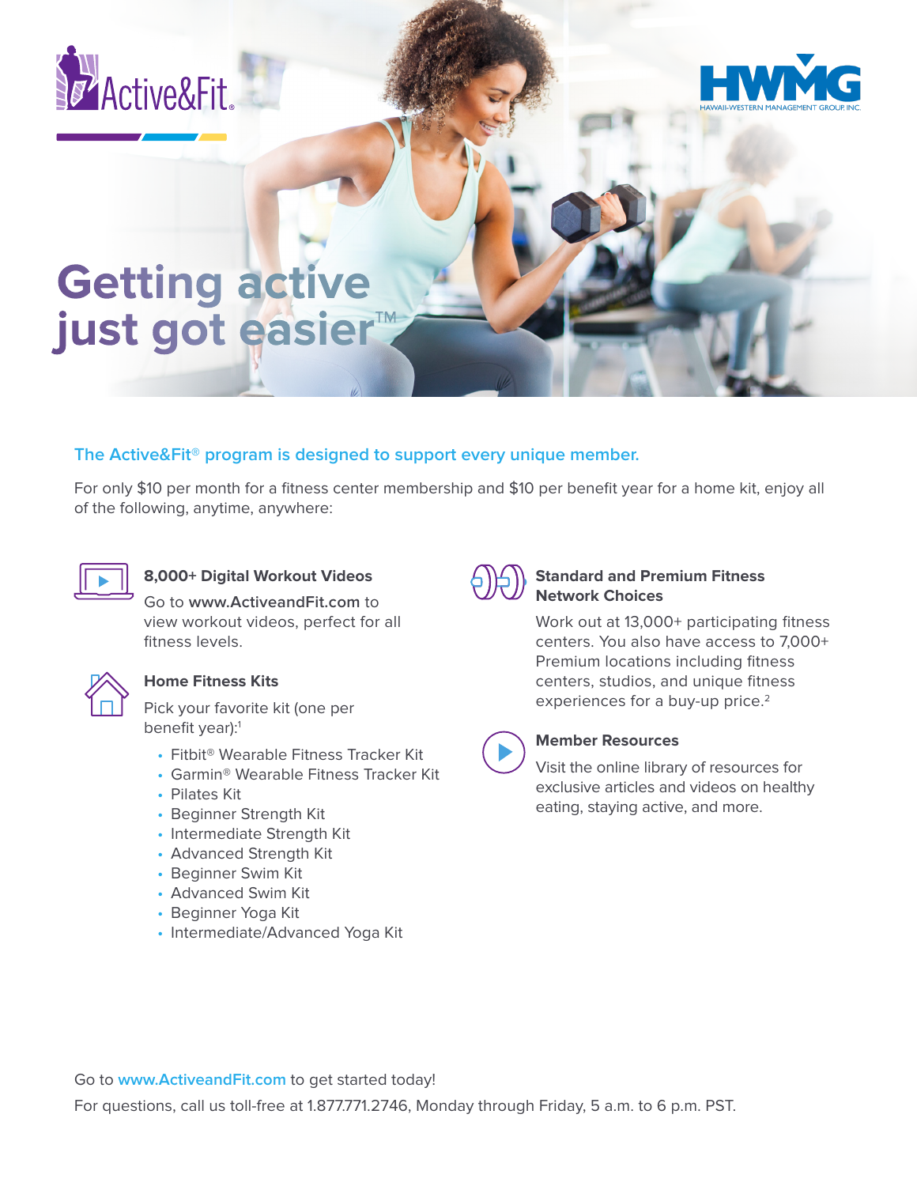Active&Fit®

HWMG
HAWAII-WESTERN MANAGEMENT GROUP, INC.

# Getting active just got easier™

## The Active&Fit® program is designed to support every unique member.

For only $10 per month for a fitness center membership and $10 per benefit year for a home kit, enjoy all of the following, anytime, anywhere:

### 8,000+ Digital Workout Videos

Go to **www.ActiveandFit.com** to view workout videos, perfect for all fitness levels.

### Home Fitness Kits

Pick your favorite kit (one per benefit year):[1]

- Fitbit® Wearable Fitness Tracker Kit
- Garmin® Wearable Fitness Tracker Kit
- Pilates Kit
- Beginner Strength Kit
- Intermediate Strength Kit
- Advanced Strength Kit
- Beginner Swim Kit
- Advanced Swim Kit
- Beginner Yoga Kit
- Intermediate/Advanced Yoga Kit

### Standard and Premium Fitness Network Choices

Work out at 13,000+ participating fitness centers. You also have access to 7,000+ Premium locations including fitness centers, studios, and unique fitness experiences for a buy-up price.[2]

### Member Resources

Visit the online library of resources for exclusive articles and videos on healthy eating, staying active, and more.

Go to www.ActiveandFit.com to get started today!

For questions, call us toll-free at 1.877.771.2746, Monday through Friday, 5 a.m. to 6 p.m. PST.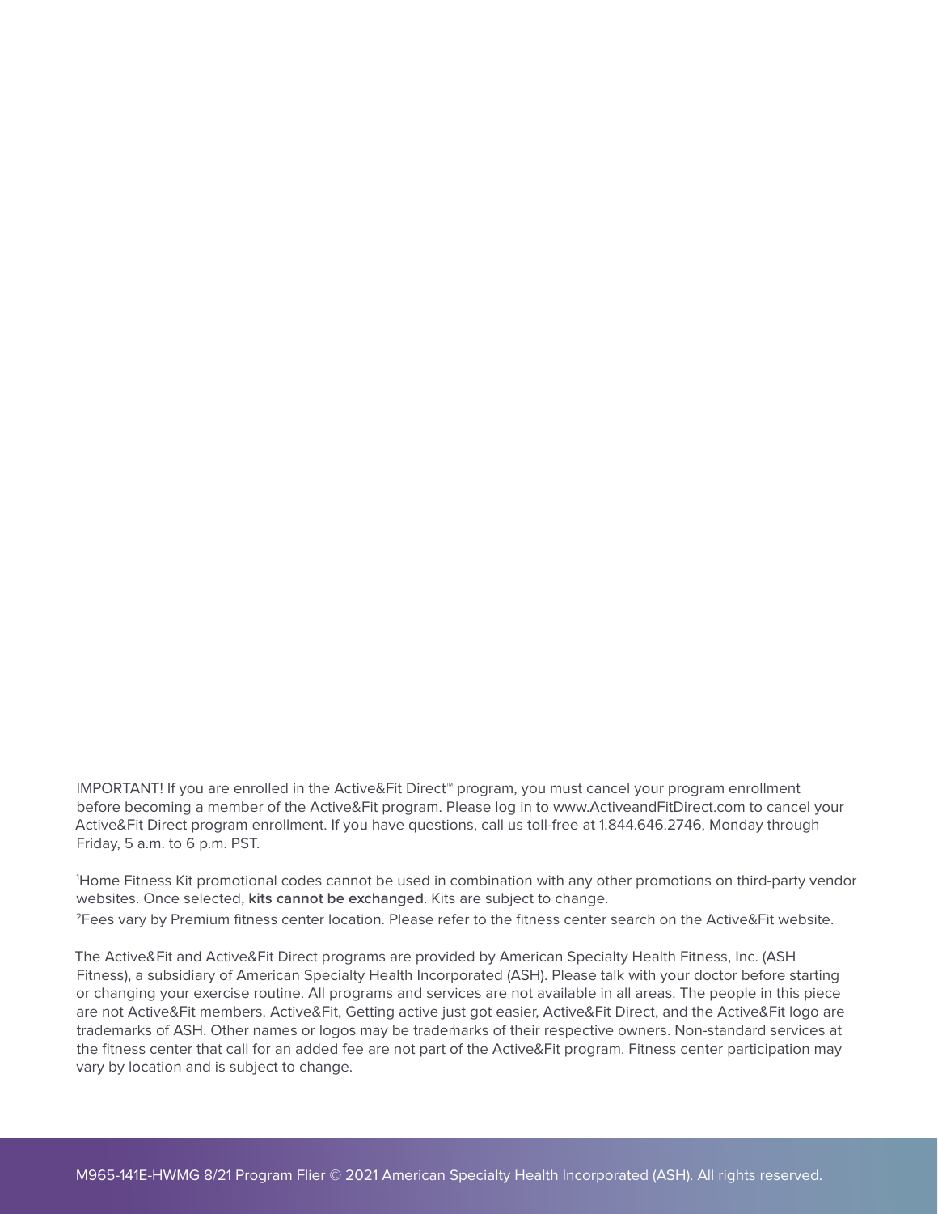IMPORTANT! If you are enrolled in the Active&Fit Direct™ program, you must cancel your program enrollment before becoming a member of the Active&Fit program. Please log in to www.ActiveandFitDirect.com to cancel your Active&Fit Direct program enrollment. If you have questions, call us toll-free at 1.844.646.2746, Monday through Friday, 5 a.m. to 6 p.m. PST.

[1]Home Fitness Kit promotional codes cannot be used in combination with any other promotions on third-party vendor websites. Once selected, **kits cannot be exchanged**. Kits are subject to change.
[2]Fees vary by Premium fitness center location. Please refer to the fitness center search on the Active&Fit website.

The Active&Fit and Active&Fit Direct programs are provided by American Specialty Health Fitness, Inc. (ASH Fitness), a subsidiary of American Specialty Health Incorporated (ASH). Please talk with your doctor before starting or changing your exercise routine. All programs and services are not available in all areas. The people in this piece are not Active&Fit members. Active&Fit, Getting active just got easier, Active&Fit Direct, and the Active&Fit logo are trademarks of ASH. Other names or logos may be trademarks of their respective owners. Non-standard services at the fitness center that call for an added fee are not part of the Active&Fit program. Fitness center participation may vary by location and is subject to change.

M965-141E-HWMG 8/21 Program Flier © 2021 American Specialty Health Incorporated (ASH). All rights reserved.